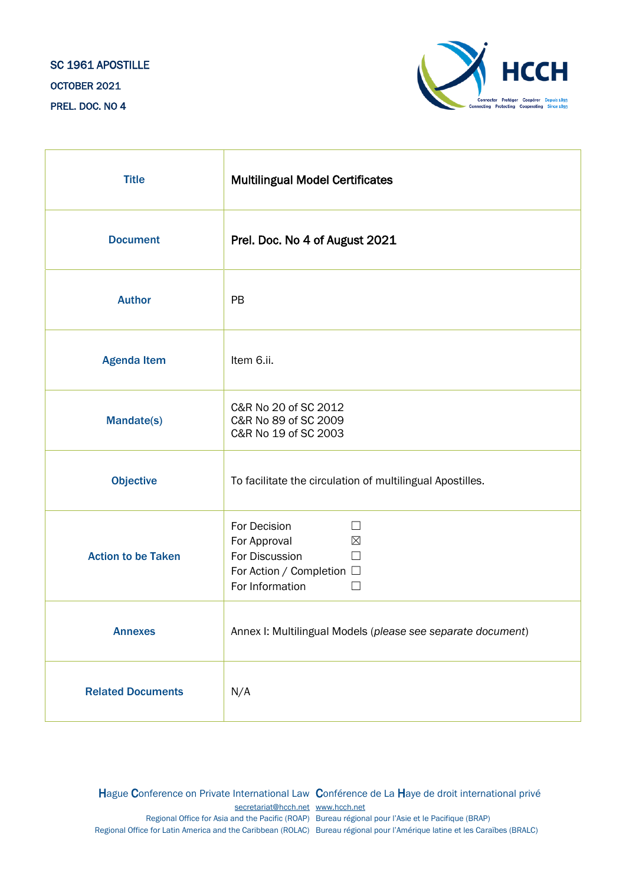SC 1961 APOSTILLE

OCTOBER 2021

PREL. DOC. NO 4

| Title | Multilingual Model Certificates |
|---|---|
| Document | Prel. Doc. No 4 of August 2021 |
| Author | PB |
| Agenda Item | Item 6.ii. |
| Mandate(s) | C&R No 20 of SC 2012<br>C&R No 89 of SC 2009<br>C&R No 19 of SC 2003 |
| Objective | To facilitate the circulation of multilingual Apostilles. |
| Action to be Taken | For Decision ☐<br>For Approval ☒<br>For Discussion ☐<br>For Action / Completion ☐<br>For Information ☐ |
| Annexes | Annex I: Multilingual Models (*please see separate document*) |
| Related Documents | N/A |

Hague Conference on Private International Law Conférence de La Haye de droit international privé
secretariat@hcch.net www.hcch.net
Regional Office for Asia and the Pacific (ROAP) Bureau régional pour l'Asie et le Pacifique (BRAP)
Regional Office for Latin America and the Caribbean (ROLAC) Bureau régional pour l'Amérique latine et les Caraïbes (BRALC)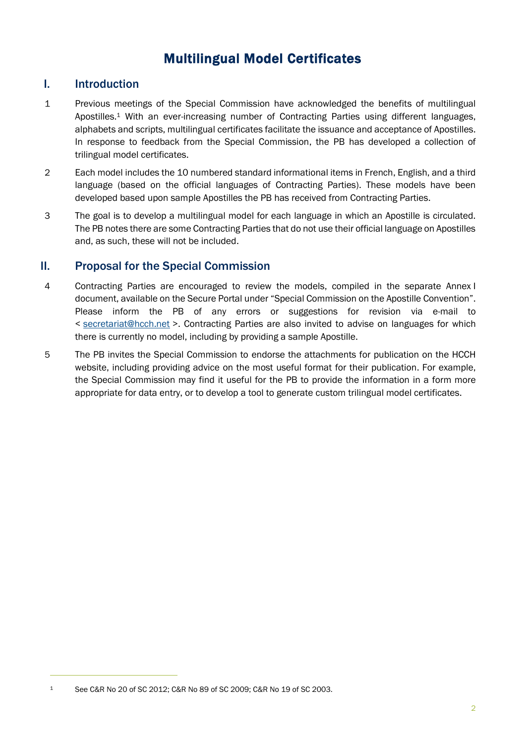# Multilingual Model Certificates

## I. Introduction

1 Previous meetings of the Special Commission have acknowledged the benefits of multilingual Apostilles.[1] With an ever-increasing number of Contracting Parties using different languages, alphabets and scripts, multilingual certificates facilitate the issuance and acceptance of Apostilles. In response to feedback from the Special Commission, the PB has developed a collection of trilingual model certificates.

2 Each model includes the 10 numbered standard informational items in French, English, and a third language (based on the official languages of Contracting Parties). These models have been developed based upon sample Apostilles the PB has received from Contracting Parties.

3 The goal is to develop a multilingual model for each language in which an Apostille is circulated. The PB notes there are some Contracting Parties that do not use their official language on Apostilles and, as such, these will not be included.

## II. Proposal for the Special Commission

4 Contracting Parties are encouraged to review the models, compiled in the separate Annex I document, available on the Secure Portal under "Special Commission on the Apostille Convention". Please inform the PB of any errors or suggestions for revision via e-mail to < secretariat@hcch.net >. Contracting Parties are also invited to advise on languages for which there is currently no model, including by providing a sample Apostille.

5 The PB invites the Special Commission to endorse the attachments for publication on the HCCH website, including providing advice on the most useful format for their publication. For example, the Special Commission may find it useful for the PB to provide the information in a form more appropriate for data entry, or to develop a tool to generate custom trilingual model certificates.

[1] See C&R No 20 of SC 2012; C&R No 89 of SC 2009; C&R No 19 of SC 2003.